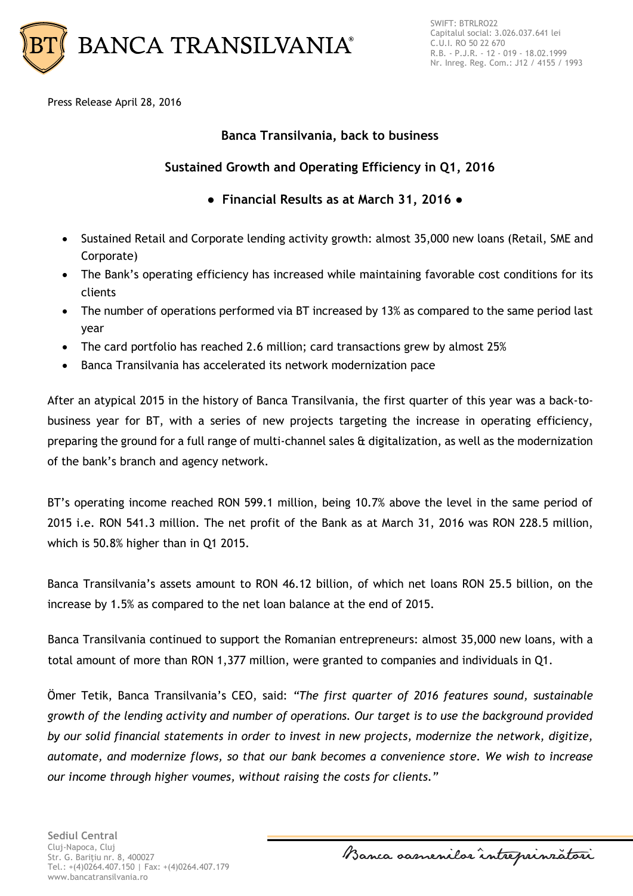Press Release April 28, 2016

## Banca Transilvania, back to business

## Sustained Growth and Operating Efficiency in Q1, 2016

### ● Financial Results as at March 31, 2016 ●

- Sustained Retail and Corporate lending activity growth: almost 35,000 new loans (Retail, SME and Corporate)
- The Bank's operating efficiency has increased while maintaining favorable cost conditions for its clients
- The number of operations performed via BT increased by 13% as compared to the same period last year
- The card portfolio has reached 2.6 million; card transactions grew by almost 25%
- Banca Transilvania has accelerated its network modernization pace

After an atypical 2015 in the history of Banca Transilvania, the first quarter of this year was a back-to-business year for BT, with a series of new projects targeting the increase in operating efficiency, preparing the ground for a full range of multi-channel sales & digitalization, as well as the modernization of the bank's branch and agency network.

BT's operating income reached RON 599.1 million, being 10.7% above the level in the same period of 2015 i.e. RON 541.3 million. The net profit of the Bank as at March 31, 2016 was RON 228.5 million, which is 50.8% higher than in Q1 2015.

Banca Transilvania's assets amount to RON 46.12 billion, of which net loans RON 25.5 billion, on the increase by 1.5% as compared to the net loan balance at the end of 2015.

Banca Transilvania continued to support the Romanian entrepreneurs: almost 35,000 new loans, with a total amount of more than RON 1,377 million, were granted to companies and individuals in Q1.

Ömer Tetik, Banca Transilvania's CEO, said: *"The first quarter of 2016 features sound, sustainable growth of the lending activity and number of operations. Our target is to use the background provided by our solid financial statements in order to invest in new projects, modernize the network, digitize, automate, and modernize flows, so that our bank becomes a convenience store. We wish to increase our income through higher voumes, without raising the costs for clients."*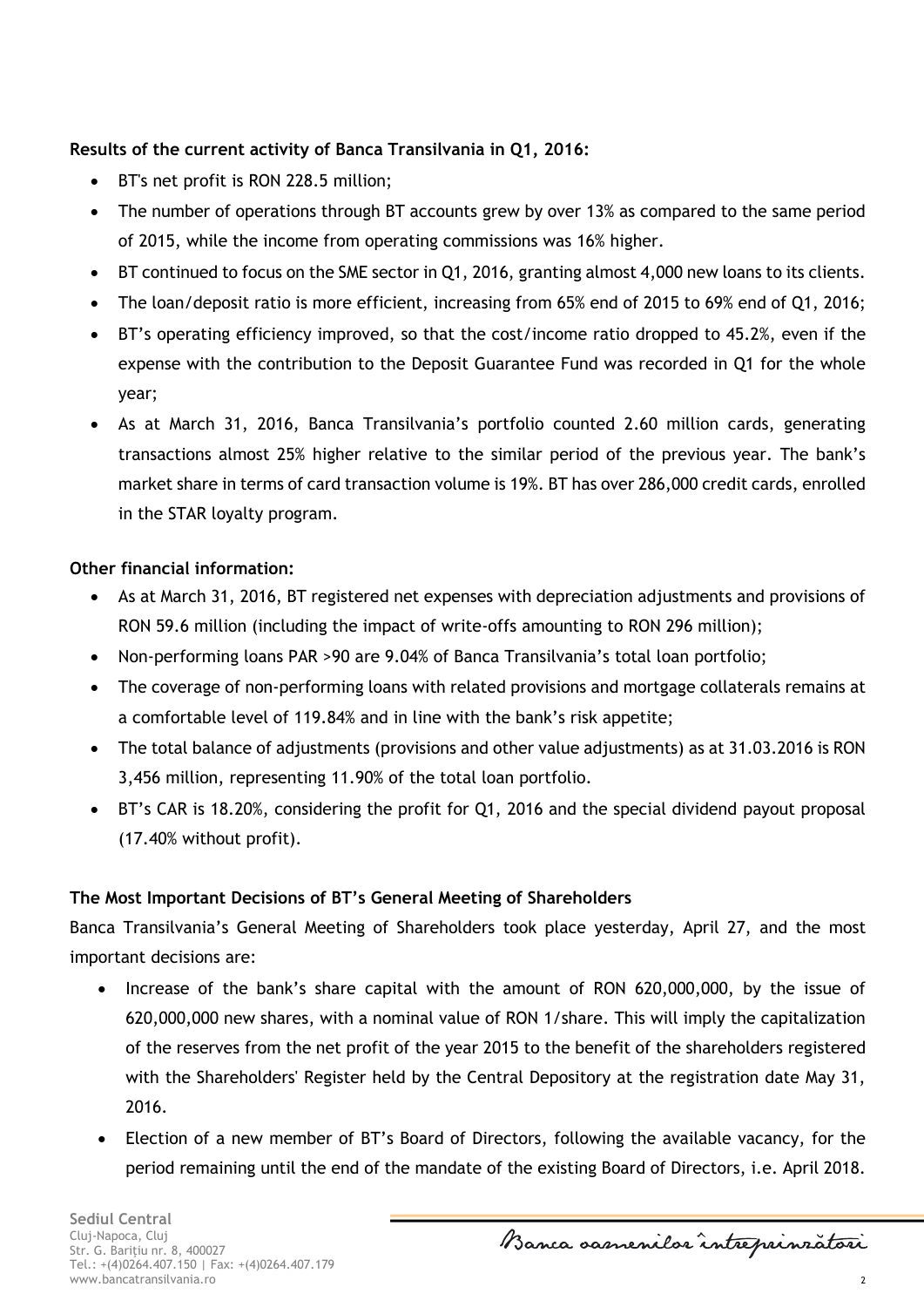**Results of the current activity of Banca Transilvania in Q1, 2016:**

- BT's net profit is RON 228.5 million;
- The number of operations through BT accounts grew by over 13% as compared to the same period of 2015, while the income from operating commissions was 16% higher.
- BT continued to focus on the SME sector in Q1, 2016, granting almost 4,000 new loans to its clients.
- The loan/deposit ratio is more efficient, increasing from 65% end of 2015 to 69% end of Q1, 2016;
- BT's operating efficiency improved, so that the cost/income ratio dropped to 45.2%, even if the expense with the contribution to the Deposit Guarantee Fund was recorded in Q1 for the whole year;
- As at March 31, 2016, Banca Transilvania's portfolio counted 2.60 million cards, generating transactions almost 25% higher relative to the similar period of the previous year. The bank's market share in terms of card transaction volume is 19%. BT has over 286,000 credit cards, enrolled in the STAR loyalty program.

**Other financial information:**

- As at March 31, 2016, BT registered net expenses with depreciation adjustments and provisions of RON 59.6 million (including the impact of write-offs amounting to RON 296 million);
- Non-performing loans PAR >90 are 9.04% of Banca Transilvania's total loan portfolio;
- The coverage of non-performing loans with related provisions and mortgage collaterals remains at a comfortable level of 119.84% and in line with the bank's risk appetite;
- The total balance of adjustments (provisions and other value adjustments) as at 31.03.2016 is RON 3,456 million, representing 11.90% of the total loan portfolio.
- BT's CAR is 18.20%, considering the profit for Q1, 2016 and the special dividend payout proposal (17.40% without profit).

**The Most Important Decisions of BT's General Meeting of Shareholders**

Banca Transilvania's General Meeting of Shareholders took place yesterday, April 27, and the most important decisions are:

- Increase of the bank's share capital with the amount of RON 620,000,000, by the issue of 620,000,000 new shares, with a nominal value of RON 1/share. This will imply the capitalization of the reserves from the net profit of the year 2015 to the benefit of the shareholders registered with the Shareholders' Register held by the Central Depository at the registration date May 31, 2016.
- Election of a new member of BT's Board of Directors, following the available vacancy, for the period remaining until the end of the mandate of the existing Board of Directors, i.e. April 2018.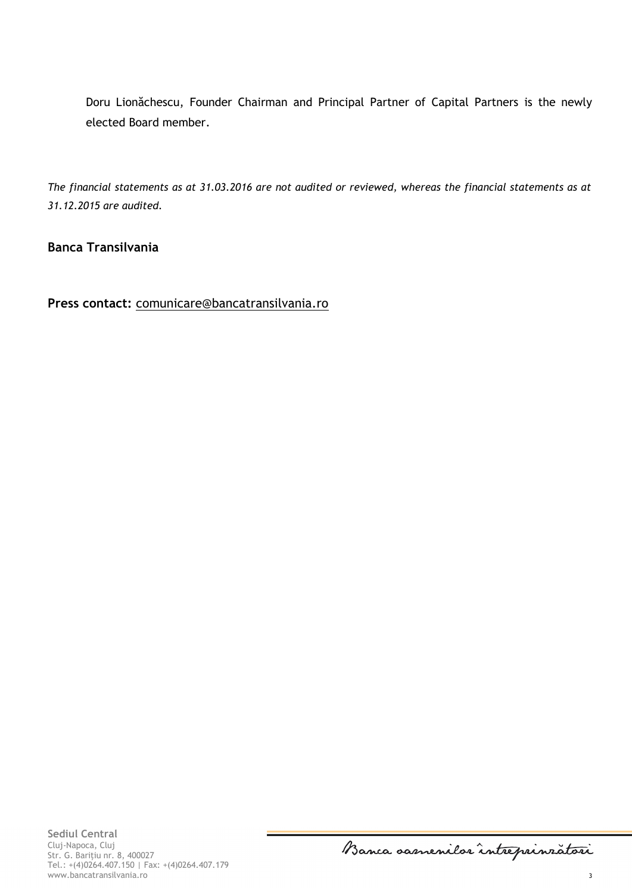Doru Lionăchescu, Founder Chairman and Principal Partner of Capital Partners is the newly elected Board member.

*The financial statements as at 31.03.2016 are not audited or reviewed, whereas the financial statements as at 31.12.2015 are audited.*

**Banca Transilvania**

**Press contact:** comunicare@bancatransilvania.ro